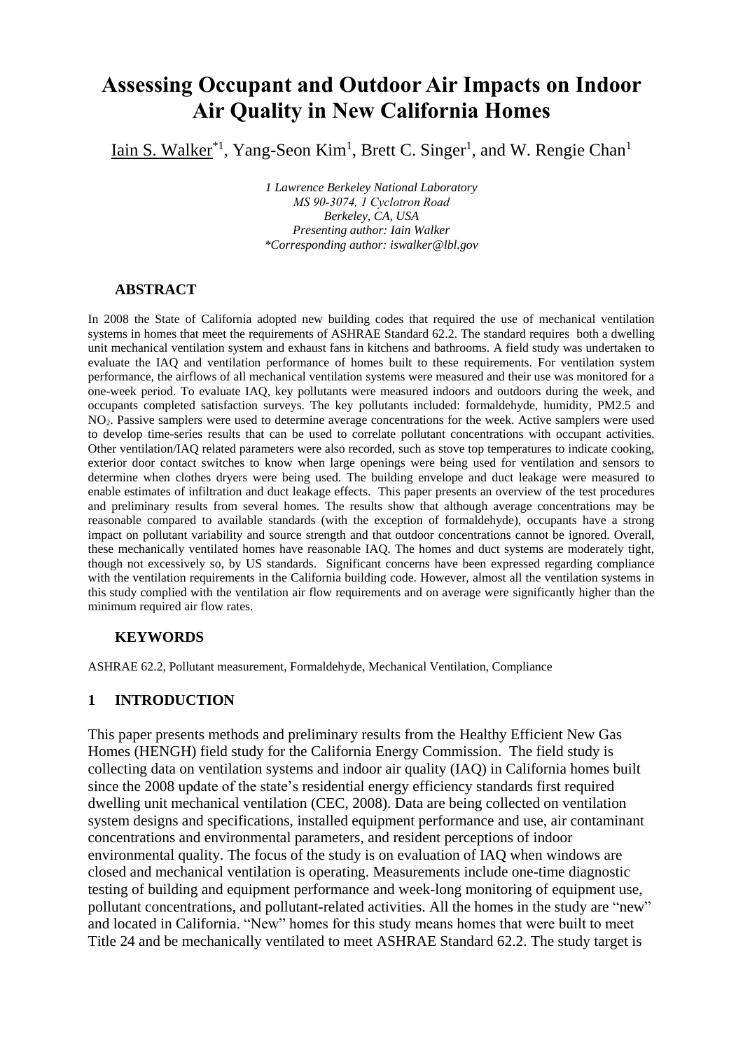# Assessing Occupant and Outdoor Air Impacts on Indoor Air Quality in New California Homes

Iain S. Walker[*1], Yang-Seon Kim[1], Brett C. Singer[1], and W. Rengie Chan[1]

*1 Lawrence Berkeley National Laboratory*
*MS 90-3074, 1 Cyclotron Road*
*Berkeley, CA, USA*
*Presenting author: Iain Walker*
*\*Corresponding author: iswalker@lbl.gov*

## ABSTRACT

In 2008 the State of California adopted new building codes that required the use of mechanical ventilation systems in homes that meet the requirements of ASHRAE Standard 62.2. The standard requires both a dwelling unit mechanical ventilation system and exhaust fans in kitchens and bathrooms. A field study was undertaken to evaluate the IAQ and ventilation performance of homes built to these requirements. For ventilation system performance, the airflows of all mechanical ventilation systems were measured and their use was monitored for a one-week period. To evaluate IAQ, key pollutants were measured indoors and outdoors during the week, and occupants completed satisfaction surveys. The key pollutants included: formaldehyde, humidity, PM2.5 and $NO_2$. Passive samplers were used to determine average concentrations for the week. Active samplers were used to develop time-series results that can be used to correlate pollutant concentrations with occupant activities. Other ventilation/IAQ related parameters were also recorded, such as stove top temperatures to indicate cooking, exterior door contact switches to know when large openings were being used for ventilation and sensors to determine when clothes dryers were being used. The building envelope and duct leakage were measured to enable estimates of infiltration and duct leakage effects. This paper presents an overview of the test procedures and preliminary results from several homes. The results show that although average concentrations may be reasonable compared to available standards (with the exception of formaldehyde), occupants have a strong impact on pollutant variability and source strength and that outdoor concentrations cannot be ignored. Overall, these mechanically ventilated homes have reasonable IAQ. The homes and duct systems are moderately tight, though not excessively so, by US standards. Significant concerns have been expressed regarding compliance with the ventilation requirements in the California building code. However, almost all the ventilation systems in this study complied with the ventilation air flow requirements and on average were significantly higher than the minimum required air flow rates.

## KEYWORDS

ASHRAE 62.2, Pollutant measurement, Formaldehyde, Mechanical Ventilation, Compliance

## 1 INTRODUCTION

This paper presents methods and preliminary results from the Healthy Efficient New Gas Homes (HENGH) field study for the California Energy Commission. The field study is collecting data on ventilation systems and indoor air quality (IAQ) in California homes built since the 2008 update of the state's residential energy efficiency standards first required dwelling unit mechanical ventilation (CEC, 2008). Data are being collected on ventilation system designs and specifications, installed equipment performance and use, air contaminant concentrations and environmental parameters, and resident perceptions of indoor environmental quality. The focus of the study is on evaluation of IAQ when windows are closed and mechanical ventilation is operating. Measurements include one-time diagnostic testing of building and equipment performance and week-long monitoring of equipment use, pollutant concentrations, and pollutant-related activities. All the homes in the study are "new" and located in California. "New" homes for this study means homes that were built to meet Title 24 and be mechanically ventilated to meet ASHRAE Standard 62.2. The study target is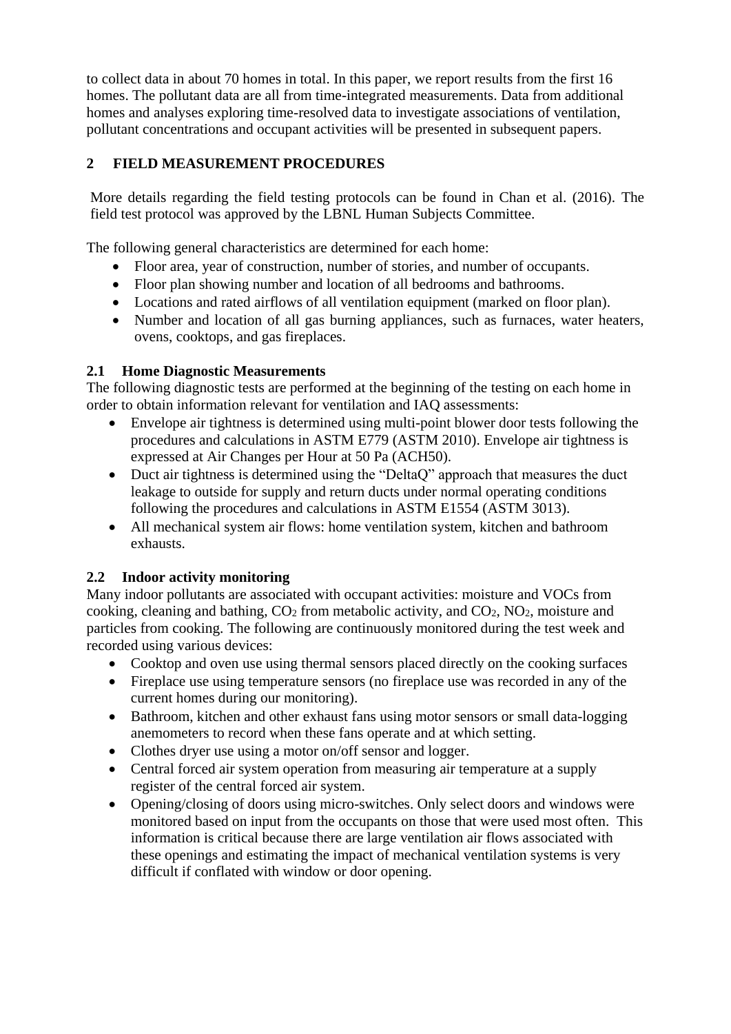to collect data in about 70 homes in total. In this paper, we report results from the first 16 homes. The pollutant data are all from time-integrated measurements. Data from additional homes and analyses exploring time-resolved data to investigate associations of ventilation, pollutant concentrations and occupant activities will be presented in subsequent papers.

## 2 FIELD MEASUREMENT PROCEDURES

More details regarding the field testing protocols can be found in Chan et al. (2016). The field test protocol was approved by the LBNL Human Subjects Committee.

The following general characteristics are determined for each home:

- Floor area, year of construction, number of stories, and number of occupants.
- Floor plan showing number and location of all bedrooms and bathrooms.
- Locations and rated airflows of all ventilation equipment (marked on floor plan).
- Number and location of all gas burning appliances, such as furnaces, water heaters, ovens, cooktops, and gas fireplaces.

### 2.1 Home Diagnostic Measurements

The following diagnostic tests are performed at the beginning of the testing on each home in order to obtain information relevant for ventilation and IAQ assessments:

- Envelope air tightness is determined using multi-point blower door tests following the procedures and calculations in ASTM E779 (ASTM 2010). Envelope air tightness is expressed at Air Changes per Hour at 50 Pa (ACH50).
- Duct air tightness is determined using the "DeltaQ" approach that measures the duct leakage to outside for supply and return ducts under normal operating conditions following the procedures and calculations in ASTM E1554 (ASTM 3013).
- All mechanical system air flows: home ventilation system, kitchen and bathroom exhausts.

### 2.2 Indoor activity monitoring

Many indoor pollutants are associated with occupant activities: moisture and VOCs from cooking, cleaning and bathing, $CO_2$ from metabolic activity, and $CO_2$, $NO_2$, moisture and particles from cooking. The following are continuously monitored during the test week and recorded using various devices:

- Cooktop and oven use using thermal sensors placed directly on the cooking surfaces
- Fireplace use using temperature sensors (no fireplace use was recorded in any of the current homes during our monitoring).
- Bathroom, kitchen and other exhaust fans using motor sensors or small data-logging anemometers to record when these fans operate and at which setting.
- Clothes dryer use using a motor on/off sensor and logger.
- Central forced air system operation from measuring air temperature at a supply register of the central forced air system.
- Opening/closing of doors using micro-switches. Only select doors and windows were monitored based on input from the occupants on those that were used most often. This information is critical because there are large ventilation air flows associated with these openings and estimating the impact of mechanical ventilation systems is very difficult if conflated with window or door opening.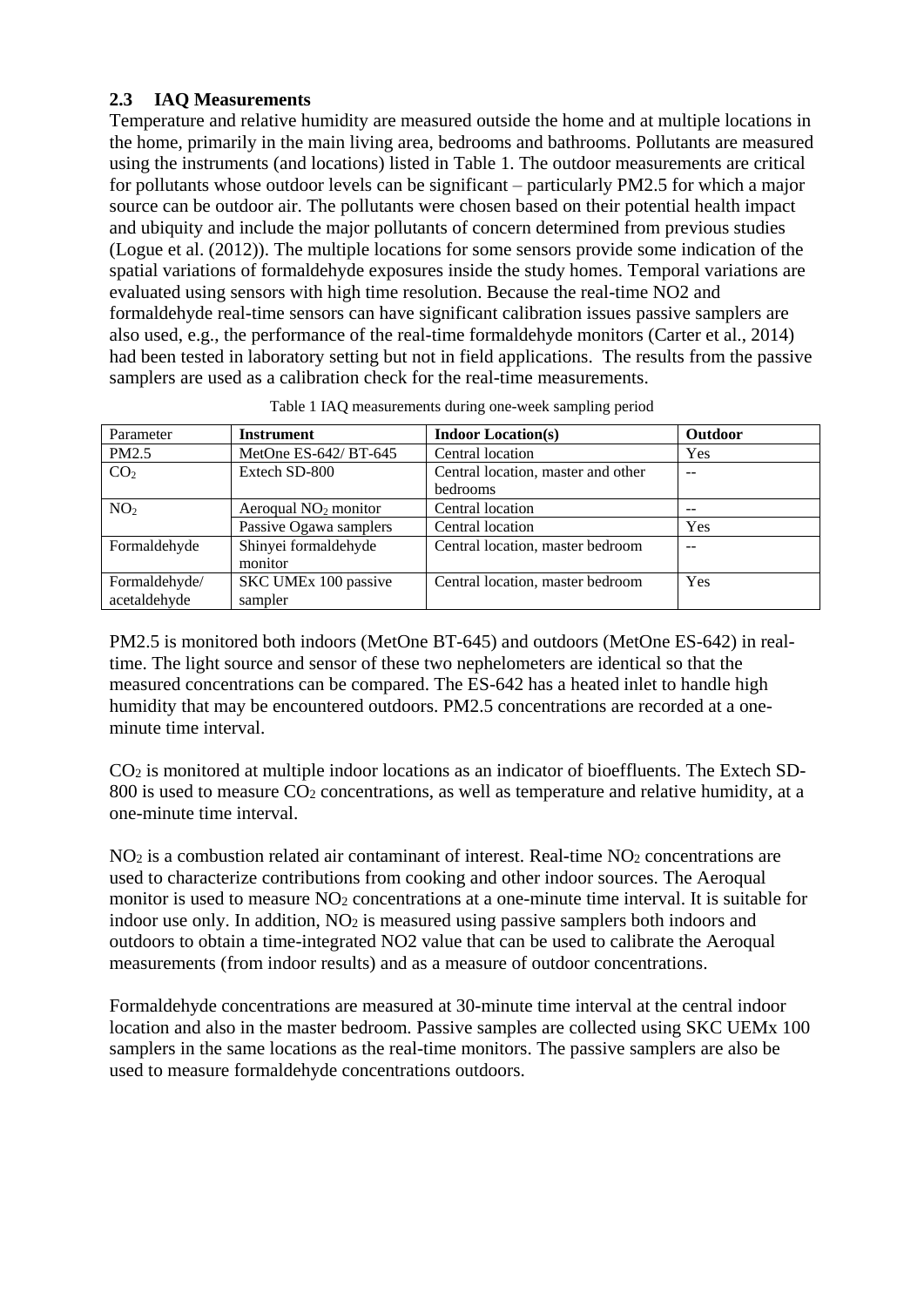## 2.3 IAQ Measurements

Temperature and relative humidity are measured outside the home and at multiple locations in the home, primarily in the main living area, bedrooms and bathrooms. Pollutants are measured using the instruments (and locations) listed in Table 1. The outdoor measurements are critical for pollutants whose outdoor levels can be significant – particularly PM2.5 for which a major source can be outdoor air. The pollutants were chosen based on their potential health impact and ubiquity and include the major pollutants of concern determined from previous studies (Logue et al. (2012)). The multiple locations for some sensors provide some indication of the spatial variations of formaldehyde exposures inside the study homes. Temporal variations are evaluated using sensors with high time resolution. Because the real-time NO2 and formaldehyde real-time sensors can have significant calibration issues passive samplers are also used, e.g., the performance of the real-time formaldehyde monitors (Carter et al., 2014) had been tested in laboratory setting but not in field applications. The results from the passive samplers are used as a calibration check for the real-time measurements.

Table 1 IAQ measurements during one-week sampling period

| Parameter | **Instrument** | **Indoor Location(s)** | **Outdoor** |
|---|---|---|---|
| PM2.5 | MetOne ES-642/ BT-645 | Central location | Yes |
| $CO_2$ | Extech SD-800 | Central location, master and other bedrooms | -- |
| $NO_2$ | Aeroqual $NO_2$ monitor | Central location | -- |
| | Passive Ogawa samplers | Central location | Yes |
| Formaldehyde | Shinyei formaldehyde monitor | Central location, master bedroom | -- |
| Formaldehyde/ acetaldehyde | SKC UMEx 100 passive sampler | Central location, master bedroom | Yes |

PM2.5 is monitored both indoors (MetOne BT-645) and outdoors (MetOne ES-642) in real-time. The light source and sensor of these two nephelometers are identical so that the measured concentrations can be compared. The ES-642 has a heated inlet to handle high humidity that may be encountered outdoors. PM2.5 concentrations are recorded at a one-minute time interval.

$CO_2$ is monitored at multiple indoor locations as an indicator of bioeffluents. The Extech SD-800 is used to measure $CO_2$ concentrations, as well as temperature and relative humidity, at a one-minute time interval.

$NO_2$ is a combustion related air contaminant of interest. Real-time $NO_2$ concentrations are used to characterize contributions from cooking and other indoor sources. The Aeroqual monitor is used to measure $NO_2$ concentrations at a one-minute time interval. It is suitable for indoor use only. In addition, $NO_2$ is measured using passive samplers both indoors and outdoors to obtain a time-integrated NO2 value that can be used to calibrate the Aeroqual measurements (from indoor results) and as a measure of outdoor concentrations.

Formaldehyde concentrations are measured at 30-minute time interval at the central indoor location and also in the master bedroom. Passive samples are collected using SKC UEMx 100 samplers in the same locations as the real-time monitors. The passive samplers are also be used to measure formaldehyde concentrations outdoors.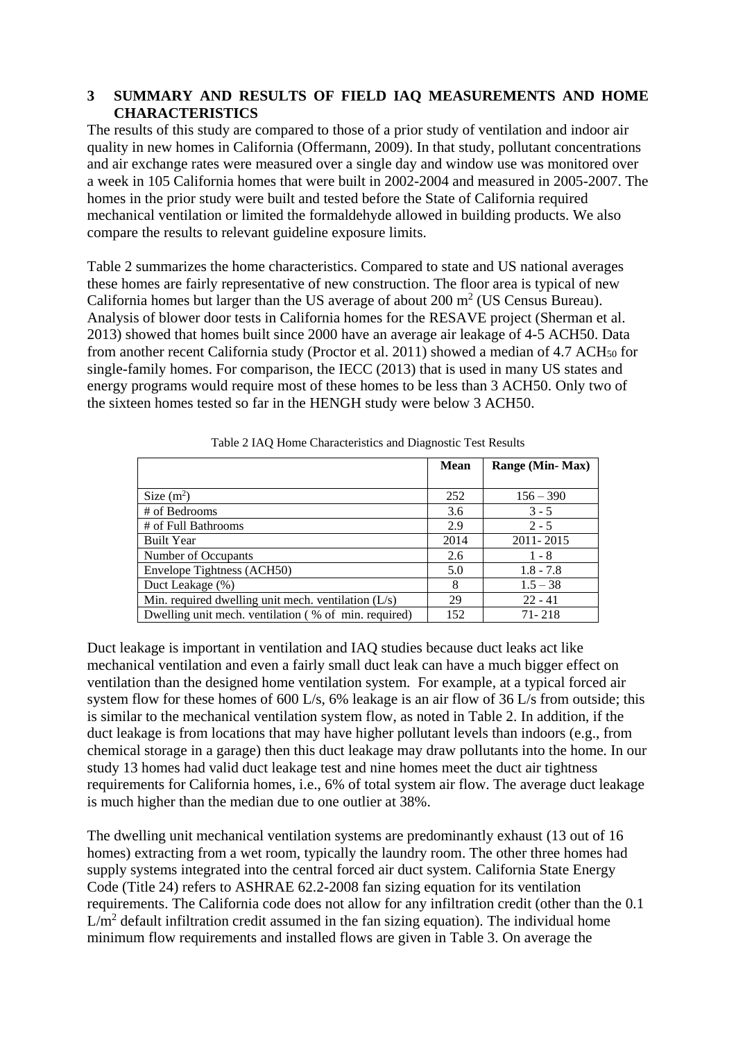## 3 SUMMARY AND RESULTS OF FIELD IAQ MEASUREMENTS AND HOME CHARACTERISTICS

The results of this study are compared to those of a prior study of ventilation and indoor air quality in new homes in California (Offermann, 2009). In that study, pollutant concentrations and air exchange rates were measured over a single day and window use was monitored over a week in 105 California homes that were built in 2002-2004 and measured in 2005-2007. The homes in the prior study were built and tested before the State of California required mechanical ventilation or limited the formaldehyde allowed in building products. We also compare the results to relevant guideline exposure limits.

Table 2 summarizes the home characteristics. Compared to state and US national averages these homes are fairly representative of new construction. The floor area is typical of new California homes but larger than the US average of about 200 $m^2$ (US Census Bureau). Analysis of blower door tests in California homes for the RESAVE project (Sherman et al. 2013) showed that homes built since 2000 have an average air leakage of 4-5 ACH50. Data from another recent California study (Proctor et al. 2011) showed a median of 4.7 $ACH_{50}$ for single-family homes. For comparison, the IECC (2013) that is used in many US states and energy programs would require most of these homes to be less than 3 ACH50. Only two of the sixteen homes tested so far in the HENGH study were below 3 ACH50.

Table 2 IAQ Home Characteristics and Diagnostic Test Results

| | Mean | Range (Min- Max) |
|---|---|---|
| Size ($m^2$) | 252 | 156 – 390 |
| # of Bedrooms | 3.6 | 3 - 5 |
| # of Full Bathrooms | 2.9 | 2 - 5 |
| Built Year | 2014 | 2011- 2015 |
| Number of Occupants | 2.6 | 1 - 8 |
| Envelope Tightness (ACH50) | 5.0 | 1.8 - 7.8 |
| Duct Leakage (%) | 8 | 1.5 – 38 |
| Min. required dwelling unit mech. ventilation (L/s) | 29 | 22 - 41 |
| Dwelling unit mech. ventilation ( % of min. required) | 152 | 71- 218 |

Duct leakage is important in ventilation and IAQ studies because duct leaks act like mechanical ventilation and even a fairly small duct leak can have a much bigger effect on ventilation than the designed home ventilation system. For example, at a typical forced air system flow for these homes of 600 L/s, 6% leakage is an air flow of 36 L/s from outside; this is similar to the mechanical ventilation system flow, as noted in Table 2. In addition, if the duct leakage is from locations that may have higher pollutant levels than indoors (e.g., from chemical storage in a garage) then this duct leakage may draw pollutants into the home. In our study 13 homes had valid duct leakage test and nine homes meet the duct air tightness requirements for California homes, i.e., 6% of total system air flow. The average duct leakage is much higher than the median due to one outlier at 38%.

The dwelling unit mechanical ventilation systems are predominantly exhaust (13 out of 16 homes) extracting from a wet room, typically the laundry room. The other three homes had supply systems integrated into the central forced air duct system. California State Energy Code (Title 24) refers to ASHRAE 62.2-2008 fan sizing equation for its ventilation requirements. The California code does not allow for any infiltration credit (other than the 0.1 $L/m^2$ default infiltration credit assumed in the fan sizing equation). The individual home minimum flow requirements and installed flows are given in Table 3. On average the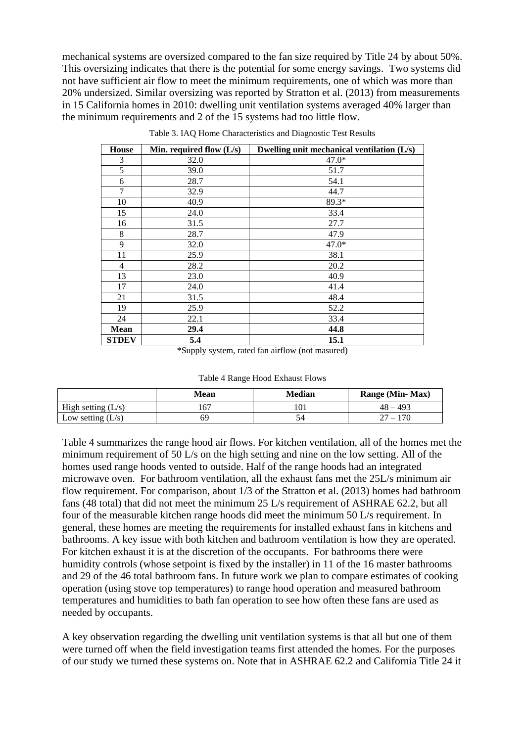mechanical systems are oversized compared to the fan size required by Title 24 by about 50%. This oversizing indicates that there is the potential for some energy savings. Two systems did not have sufficient air flow to meet the minimum requirements, one of which was more than 20% undersized. Similar oversizing was reported by Stratton et al. (2013) from measurements in 15 California homes in 2010: dwelling unit ventilation systems averaged 40% larger than the minimum requirements and 2 of the 15 systems had too little flow.

Table 3. IAQ Home Characteristics and Diagnostic Test Results

| House | Min. required flow (L/s) | Dwelling unit mechanical ventilation (L/s) |
|---|---|---|
| 3 | 32.0 | 47.0* |
| 5 | 39.0 | 51.7 |
| 6 | 28.7 | 54.1 |
| 7 | 32.9 | 44.7 |
| 10 | 40.9 | 89.3* |
| 15 | 24.0 | 33.4 |
| 16 | 31.5 | 27.7 |
| 8 | 28.7 | 47.9 |
| 9 | 32.0 | 47.0* |
| 11 | 25.9 | 38.1 |
| 4 | 28.2 | 20.2 |
| 13 | 23.0 | 40.9 |
| 17 | 24.0 | 41.4 |
| 21 | 31.5 | 48.4 |
| 19 | 25.9 | 52.2 |
| 24 | 22.1 | 33.4 |
| **Mean** | **29.4** | **44.8** |
| **STDEV** | **5.4** | **15.1** |

*Supply system, rated fan airflow (not masured)

Table 4 Range Hood Exhaust Flows

| | Mean | Median | Range (Min- Max) |
|---|---|---|---|
| High setting (L/s) | 167 | 101 | 48 – 493 |
| Low setting (L/s) | 69 | 54 | 27 – 170 |

Table 4 summarizes the range hood air flows. For kitchen ventilation, all of the homes met the minimum requirement of 50 L/s on the high setting and nine on the low setting. All of the homes used range hoods vented to outside. Half of the range hoods had an integrated microwave oven. For bathroom ventilation, all the exhaust fans met the 25L/s minimum air flow requirement. For comparison, about 1/3 of the Stratton et al. (2013) homes had bathroom fans (48 total) that did not meet the minimum 25 L/s requirement of ASHRAE 62.2, but all four of the measurable kitchen range hoods did meet the minimum 50 L/s requirement. In general, these homes are meeting the requirements for installed exhaust fans in kitchens and bathrooms. A key issue with both kitchen and bathroom ventilation is how they are operated. For kitchen exhaust it is at the discretion of the occupants. For bathrooms there were humidity controls (whose setpoint is fixed by the installer) in 11 of the 16 master bathrooms and 29 of the 46 total bathroom fans. In future work we plan to compare estimates of cooking operation (using stove top temperatures) to range hood operation and measured bathroom temperatures and humidities to bath fan operation to see how often these fans are used as needed by occupants.

A key observation regarding the dwelling unit ventilation systems is that all but one of them were turned off when the field investigation teams first attended the homes. For the purposes of our study we turned these systems on. Note that in ASHRAE 62.2 and California Title 24 it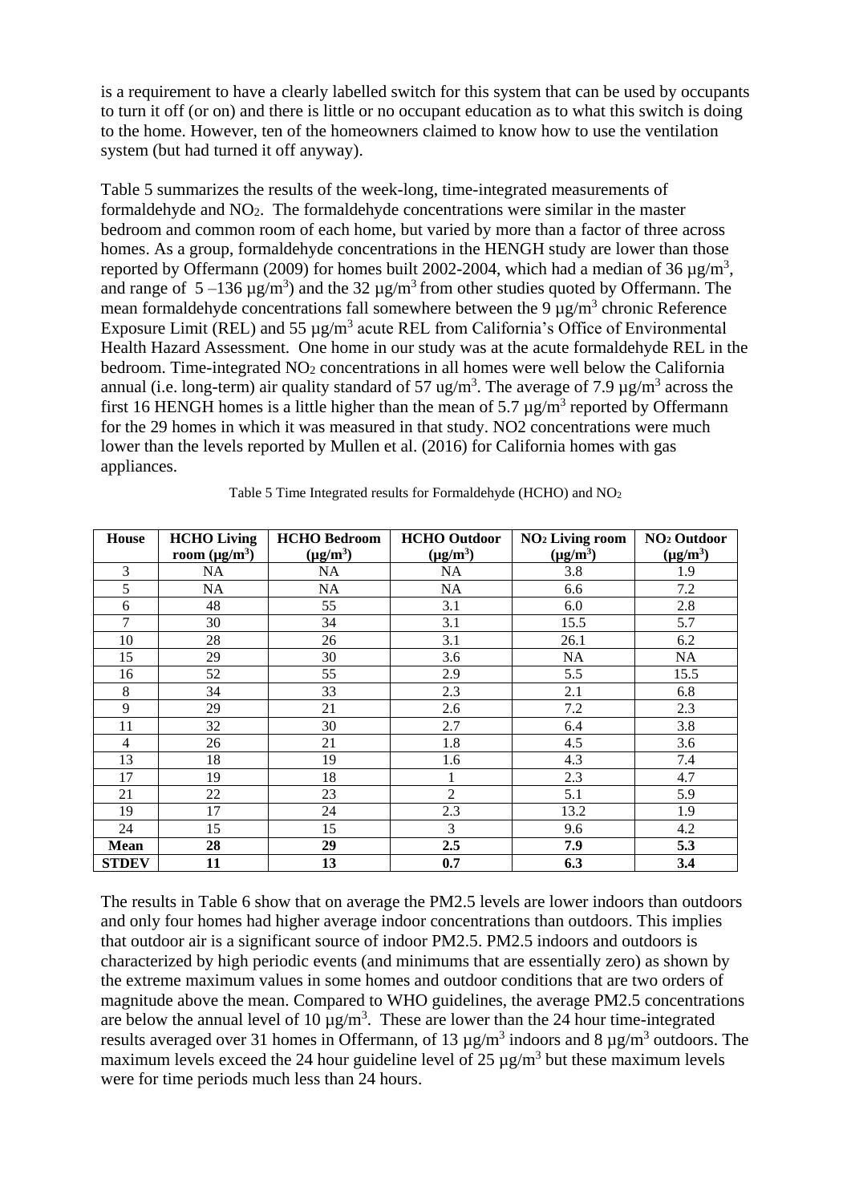is a requirement to have a clearly labelled switch for this system that can be used by occupants to turn it off (or on) and there is little or no occupant education as to what this switch is doing to the home. However, ten of the homeowners claimed to know how to use the ventilation system (but had turned it off anyway).

Table 5 summarizes the results of the week-long, time-integrated measurements of formaldehyde and $NO_2$. The formaldehyde concentrations were similar in the master bedroom and common room of each home, but varied by more than a factor of three across homes. As a group, formaldehyde concentrations in the HENGH study are lower than those reported by Offermann (2009) for homes built 2002-2004, which had a median of 36 µg/m$^3$, and range of 5 –136 µg/m$^3$) and the 32 µg/m$^3$ from other studies quoted by Offermann. The mean formaldehyde concentrations fall somewhere between the 9 µg/m$^3$ chronic Reference Exposure Limit (REL) and 55 µg/m$^3$ acute REL from California's Office of Environmental Health Hazard Assessment. One home in our study was at the acute formaldehyde REL in the bedroom. Time-integrated $NO_2$ concentrations in all homes were well below the California annual (i.e. long-term) air quality standard of 57 ug/m$^3$. The average of 7.9 µg/m$^3$ across the first 16 HENGH homes is a little higher than the mean of 5.7 µg/m$^3$ reported by Offermann for the 29 homes in which it was measured in that study. NO2 concentrations were much lower than the levels reported by Mullen et al. (2016) for California homes with gas appliances.

Table 5 Time Integrated results for Formaldehyde (HCHO) and $NO_2$

| House | HCHO Living room (µg/m$^3$) | HCHO Bedroom (µg/m$^3$) | HCHO Outdoor (µg/m$^3$) | $NO_2$ Living room (µg/m$^3$) | $NO_2$ Outdoor (µg/m$^3$) |
|---|---|---|---|---|---|
| 3 | NA | NA | NA | 3.8 | 1.9 |
| 5 | NA | NA | NA | 6.6 | 7.2 |
| 6 | 48 | 55 | 3.1 | 6.0 | 2.8 |
| 7 | 30 | 34 | 3.1 | 15.5 | 5.7 |
| 10 | 28 | 26 | 3.1 | 26.1 | 6.2 |
| 15 | 29 | 30 | 3.6 | NA | NA |
| 16 | 52 | 55 | 2.9 | 5.5 | 15.5 |
| 8 | 34 | 33 | 2.3 | 2.1 | 6.8 |
| 9 | 29 | 21 | 2.6 | 7.2 | 2.3 |
| 11 | 32 | 30 | 2.7 | 6.4 | 3.8 |
| 4 | 26 | 21 | 1.8 | 4.5 | 3.6 |
| 13 | 18 | 19 | 1.6 | 4.3 | 7.4 |
| 17 | 19 | 18 | 1 | 2.3 | 4.7 |
| 21 | 22 | 23 | 2 | 5.1 | 5.9 |
| 19 | 17 | 24 | 2.3 | 13.2 | 1.9 |
| 24 | 15 | 15 | 3 | 9.6 | 4.2 |
| **Mean** | **28** | **29** | **2.5** | **7.9** | **5.3** |
| **STDEV** | **11** | **13** | **0.7** | **6.3** | **3.4** |

The results in Table 6 show that on average the PM2.5 levels are lower indoors than outdoors and only four homes had higher average indoor concentrations than outdoors. This implies that outdoor air is a significant source of indoor PM2.5. PM2.5 indoors and outdoors is characterized by high periodic events (and minimums that are essentially zero) as shown by the extreme maximum values in some homes and outdoor conditions that are two orders of magnitude above the mean. Compared to WHO guidelines, the average PM2.5 concentrations are below the annual level of 10 µg/m$^3$. These are lower than the 24 hour time-integrated results averaged over 31 homes in Offermann, of 13 µg/m$^3$ indoors and 8 µg/m$^3$ outdoors. The maximum levels exceed the 24 hour guideline level of 25 µg/m$^3$ but these maximum levels were for time periods much less than 24 hours.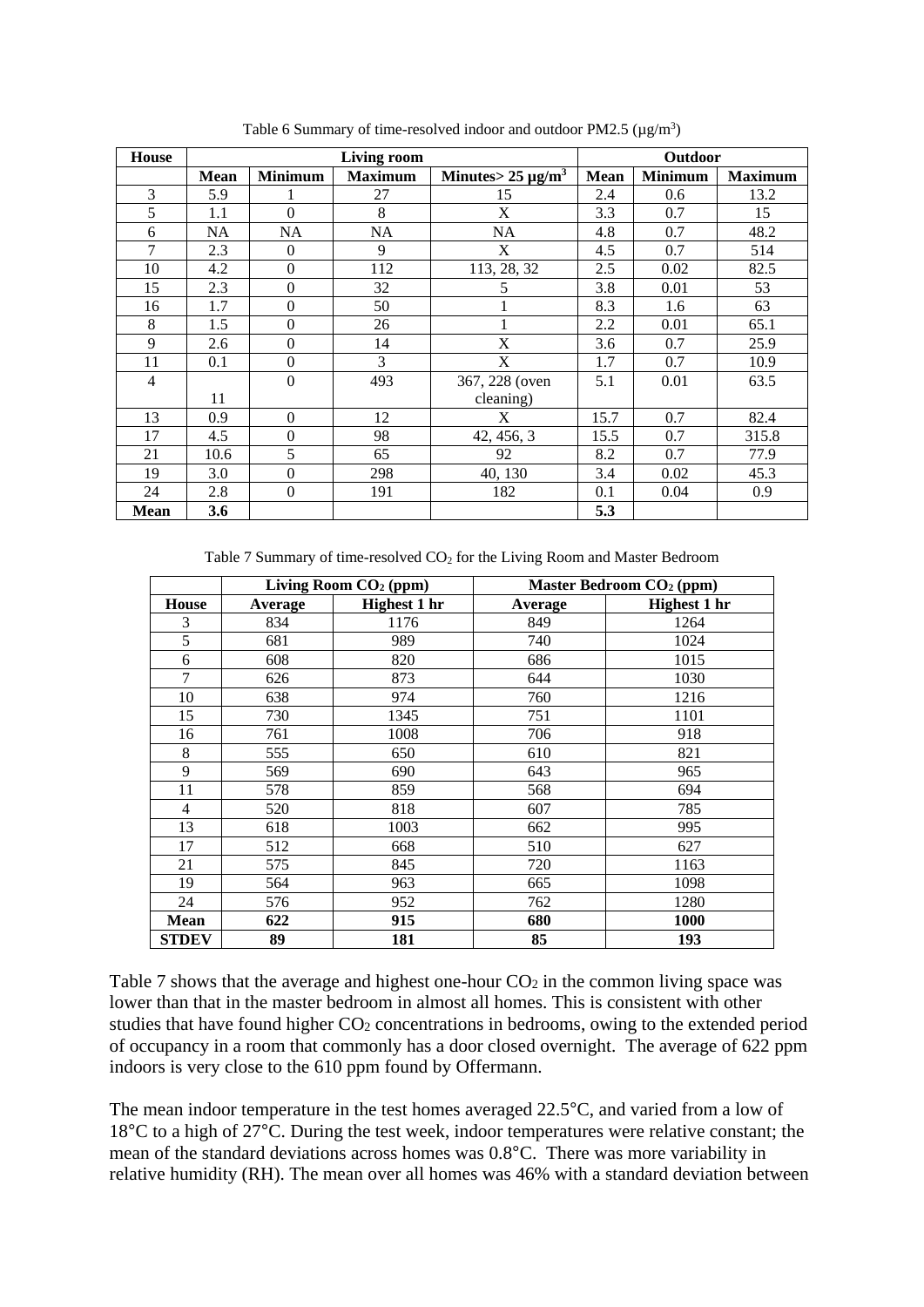Table 6 Summary of time-resolved indoor and outdoor PM2.5 ($\mu g/m^3$)

| House | Living room | | | | Outdoor | | |
|---|---|---|---|---|---|---|---|
| | Mean | Minimum | Maximum | Minutes> 25 $\mu g/m^3$ | Mean | Minimum | Maximum |
| 3 | 5.9 | 1 | 27 | 15 | 2.4 | 0.6 | 13.2 |
| 5 | 1.1 | 0 | 8 | X | 3.3 | 0.7 | 15 |
| 6 | NA | NA | NA | NA | 4.8 | 0.7 | 48.2 |
| 7 | 2.3 | 0 | 9 | X | 4.5 | 0.7 | 514 |
| 10 | 4.2 | 0 | 112 | 113, 28, 32 | 2.5 | 0.02 | 82.5 |
| 15 | 2.3 | 0 | 32 | 5 | 3.8 | 0.01 | 53 |
| 16 | 1.7 | 0 | 50 | 1 | 8.3 | 1.6 | 63 |
| 8 | 1.5 | 0 | 26 | 1 | 2.2 | 0.01 | 65.1 |
| 9 | 2.6 | 0 | 14 | X | 3.6 | 0.7 | 25.9 |
| 11 | 0.1 | 0 | 3 | X | 1.7 | 0.7 | 10.9 |
| 4 | 11 | 0 | 493 | 367, 228 (oven cleaning) | 5.1 | 0.01 | 63.5 |
| 13 | 0.9 | 0 | 12 | X | 15.7 | 0.7 | 82.4 |
| 17 | 4.5 | 0 | 98 | 42, 456, 3 | 15.5 | 0.7 | 315.8 |
| 21 | 10.6 | 5 | 65 | 92 | 8.2 | 0.7 | 77.9 |
| 19 | 3.0 | 0 | 298 | 40, 130 | 3.4 | 0.02 | 45.3 |
| 24 | 2.8 | 0 | 191 | 182 | 0.1 | 0.04 | 0.9 |
| **Mean** | **3.6** | | | | **5.3** | | |

Table 7 Summary of time-resolved $CO_2$ for the Living Room and Master Bedroom

| | Living Room $CO_2$ (ppm) | | Master Bedroom $CO_2$ (ppm) | |
|---|---|---|---|---|
| **House** | **Average** | **Highest 1 hr** | **Average** | **Highest 1 hr** |
| 3 | 834 | 1176 | 849 | 1264 |
| 5 | 681 | 989 | 740 | 1024 |
| 6 | 608 | 820 | 686 | 1015 |
| 7 | 626 | 873 | 644 | 1030 |
| 10 | 638 | 974 | 760 | 1216 |
| 15 | 730 | 1345 | 751 | 1101 |
| 16 | 761 | 1008 | 706 | 918 |
| 8 | 555 | 650 | 610 | 821 |
| 9 | 569 | 690 | 643 | 965 |
| 11 | 578 | 859 | 568 | 694 |
| 4 | 520 | 818 | 607 | 785 |
| 13 | 618 | 1003 | 662 | 995 |
| 17 | 512 | 668 | 510 | 627 |
| 21 | 575 | 845 | 720 | 1163 |
| 19 | 564 | 963 | 665 | 1098 |
| 24 | 576 | 952 | 762 | 1280 |
| **Mean** | **622** | **915** | **680** | **1000** |
| **STDEV** | **89** | **181** | **85** | **193** |

Table 7 shows that the average and highest one-hour $CO_2$ in the common living space was lower than that in the master bedroom in almost all homes. This is consistent with other studies that have found higher $CO_2$ concentrations in bedrooms, owing to the extended period of occupancy in a room that commonly has a door closed overnight. The average of 622 ppm indoors is very close to the 610 ppm found by Offermann.

The mean indoor temperature in the test homes averaged 22.5°C, and varied from a low of 18°C to a high of 27°C. During the test week, indoor temperatures were relative constant; the mean of the standard deviations across homes was 0.8°C. There was more variability in relative humidity (RH). The mean over all homes was 46% with a standard deviation between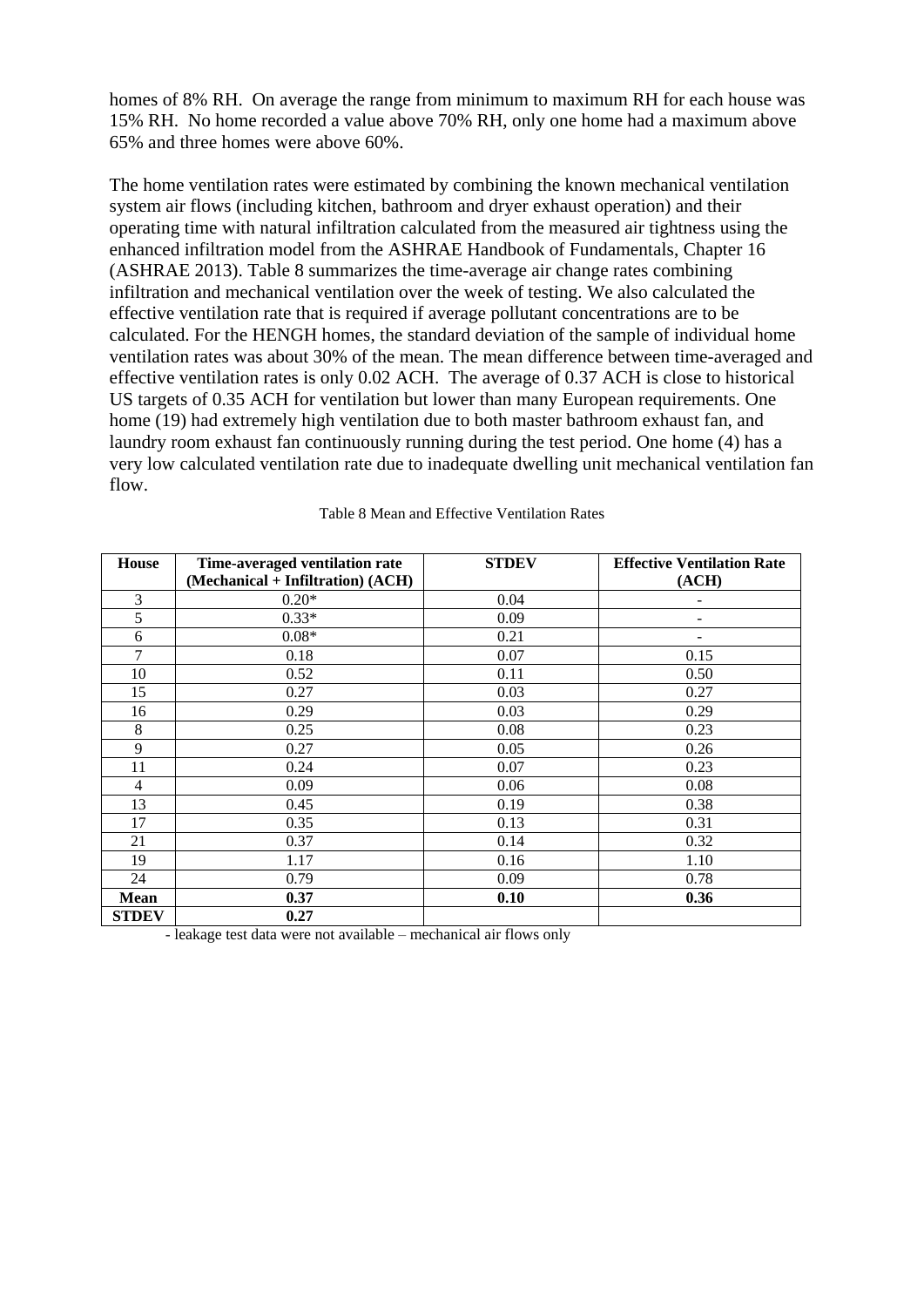homes of 8% RH. On average the range from minimum to maximum RH for each house was 15% RH. No home recorded a value above 70% RH, only one home had a maximum above 65% and three homes were above 60%.

The home ventilation rates were estimated by combining the known mechanical ventilation system air flows (including kitchen, bathroom and dryer exhaust operation) and their operating time with natural infiltration calculated from the measured air tightness using the enhanced infiltration model from the ASHRAE Handbook of Fundamentals, Chapter 16 (ASHRAE 2013). Table 8 summarizes the time-average air change rates combining infiltration and mechanical ventilation over the week of testing. We also calculated the effective ventilation rate that is required if average pollutant concentrations are to be calculated. For the HENGH homes, the standard deviation of the sample of individual home ventilation rates was about 30% of the mean. The mean difference between time-averaged and effective ventilation rates is only 0.02 ACH. The average of 0.37 ACH is close to historical US targets of 0.35 ACH for ventilation but lower than many European requirements. One home (19) had extremely high ventilation due to both master bathroom exhaust fan, and laundry room exhaust fan continuously running during the test period. One home (4) has a very low calculated ventilation rate due to inadequate dwelling unit mechanical ventilation fan flow.

Table 8 Mean and Effective Ventilation Rates

| House | Time-averaged ventilation rate (Mechanical + Infiltration) (ACH) | STDEV | Effective Ventilation Rate (ACH) |
|---|---|---|---|
| 3 | 0.20* | 0.04 | - |
| 5 | 0.33* | 0.09 | - |
| 6 | 0.08* | 0.21 | - |
| 7 | 0.18 | 0.07 | 0.15 |
| 10 | 0.52 | 0.11 | 0.50 |
| 15 | 0.27 | 0.03 | 0.27 |
| 16 | 0.29 | 0.03 | 0.29 |
| 8 | 0.25 | 0.08 | 0.23 |
| 9 | 0.27 | 0.05 | 0.26 |
| 11 | 0.24 | 0.07 | 0.23 |
| 4 | 0.09 | 0.06 | 0.08 |
| 13 | 0.45 | 0.19 | 0.38 |
| 17 | 0.35 | 0.13 | 0.31 |
| 21 | 0.37 | 0.14 | 0.32 |
| 19 | 1.17 | 0.16 | 1.10 |
| 24 | 0.79 | 0.09 | 0.78 |
| **Mean** | **0.37** | **0.10** | **0.36** |
| **STDEV** | **0.27** | | |

- leakage test data were not available – mechanical air flows only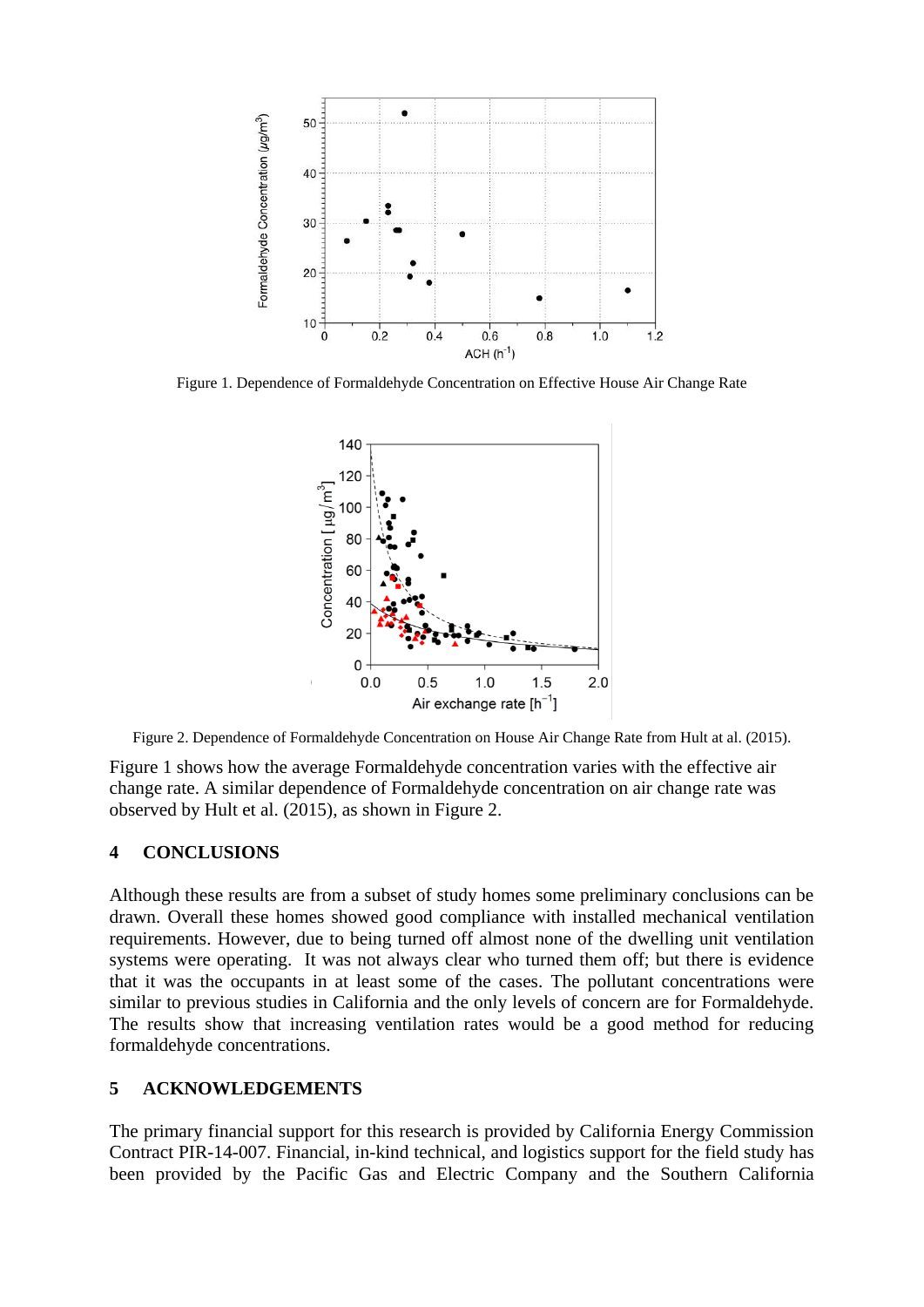Figure 1. Dependence of Formaldehyde Concentration on Effective House Air Change Rate

Figure 2. Dependence of Formaldehyde Concentration on House Air Change Rate from Hult at al. (2015).

Figure 1 shows how the average Formaldehyde concentration varies with the effective air change rate. A similar dependence of Formaldehyde concentration on air change rate was observed by Hult et al. (2015), as shown in Figure 2.

## 4 CONCLUSIONS

Although these results are from a subset of study homes some preliminary conclusions can be drawn. Overall these homes showed good compliance with installed mechanical ventilation requirements. However, due to being turned off almost none of the dwelling unit ventilation systems were operating. It was not always clear who turned them off; but there is evidence that it was the occupants in at least some of the cases. The pollutant concentrations were similar to previous studies in California and the only levels of concern are for Formaldehyde. The results show that increasing ventilation rates would be a good method for reducing formaldehyde concentrations.

## 5 ACKNOWLEDGEMENTS

The primary financial support for this research is provided by California Energy Commission Contract PIR-14-007. Financial, in-kind technical, and logistics support for the field study has been provided by the Pacific Gas and Electric Company and the Southern California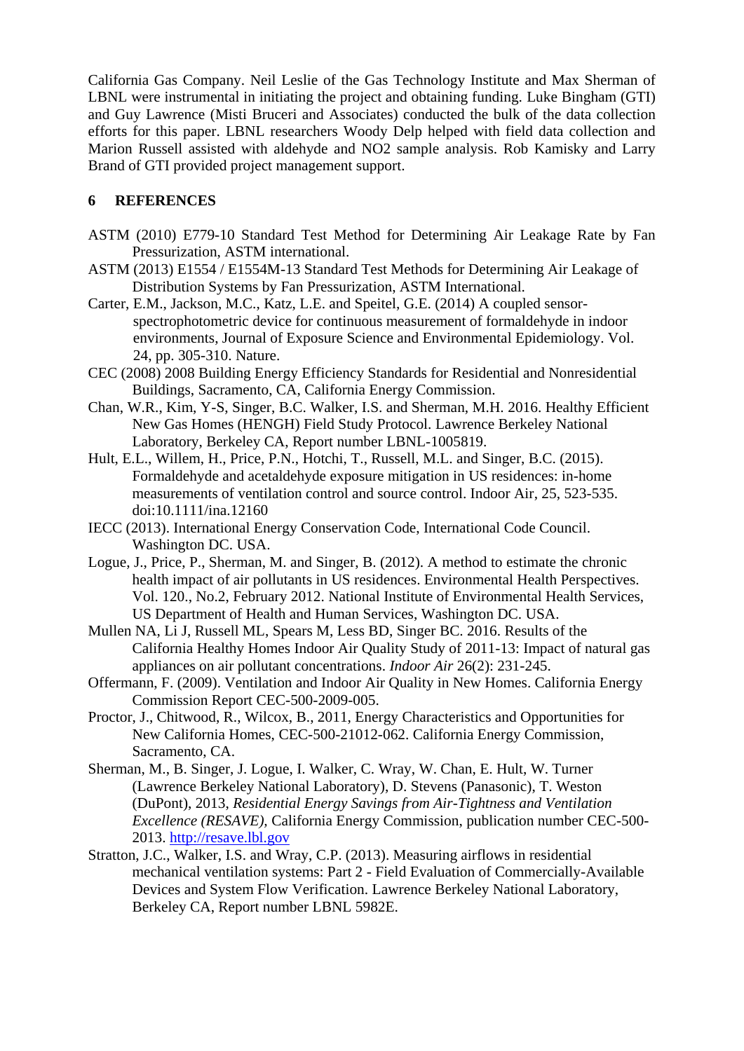California Gas Company. Neil Leslie of the Gas Technology Institute and Max Sherman of LBNL were instrumental in initiating the project and obtaining funding. Luke Bingham (GTI) and Guy Lawrence (Misti Bruceri and Associates) conducted the bulk of the data collection efforts for this paper. LBNL researchers Woody Delp helped with field data collection and Marion Russell assisted with aldehyde and NO2 sample analysis. Rob Kamisky and Larry Brand of GTI provided project management support.

## 6 REFERENCES

ASTM (2010) E779-10 Standard Test Method for Determining Air Leakage Rate by Fan Pressurization, ASTM international.

ASTM (2013) E1554 / E1554M-13 Standard Test Methods for Determining Air Leakage of Distribution Systems by Fan Pressurization, ASTM International.

Carter, E.M., Jackson, M.C., Katz, L.E. and Speitel, G.E. (2014) A coupled sensor-spectrophotometric device for continuous measurement of formaldehyde in indoor environments, Journal of Exposure Science and Environmental Epidemiology. Vol. 24, pp. 305-310. Nature.

CEC (2008) 2008 Building Energy Efficiency Standards for Residential and Nonresidential Buildings, Sacramento, CA, California Energy Commission.

Chan, W.R., Kim, Y-S, Singer, B.C. Walker, I.S. and Sherman, M.H. 2016. Healthy Efficient New Gas Homes (HENGH) Field Study Protocol. Lawrence Berkeley National Laboratory, Berkeley CA, Report number LBNL-1005819.

Hult, E.L., Willem, H., Price, P.N., Hotchi, T., Russell, M.L. and Singer, B.C. (2015). Formaldehyde and acetaldehyde exposure mitigation in US residences: in-home measurements of ventilation control and source control. Indoor Air, 25, 523-535. doi:10.1111/ina.12160

IECC (2013). International Energy Conservation Code, International Code Council. Washington DC. USA.

Logue, J., Price, P., Sherman, M. and Singer, B. (2012). A method to estimate the chronic health impact of air pollutants in US residences. Environmental Health Perspectives. Vol. 120., No.2, February 2012. National Institute of Environmental Health Services, US Department of Health and Human Services, Washington DC. USA.

Mullen NA, Li J, Russell ML, Spears M, Less BD, Singer BC. 2016. Results of the California Healthy Homes Indoor Air Quality Study of 2011-13: Impact of natural gas appliances on air pollutant concentrations. *Indoor Air* 26(2): 231-245.

Offermann, F. (2009). Ventilation and Indoor Air Quality in New Homes. California Energy Commission Report CEC-500-2009-005.

Proctor, J., Chitwood, R., Wilcox, B., 2011, Energy Characteristics and Opportunities for New California Homes, CEC-500-21012-062. California Energy Commission, Sacramento, CA.

Sherman, M., B. Singer, J. Logue, I. Walker, C. Wray, W. Chan, E. Hult, W. Turner (Lawrence Berkeley National Laboratory), D. Stevens (Panasonic), T. Weston (DuPont), 2013, *Residential Energy Savings from Air-Tightness and Ventilation Excellence (RESAVE)*, California Energy Commission, publication number CEC-500-2013. http://resave.lbl.gov

Stratton, J.C., Walker, I.S. and Wray, C.P. (2013). Measuring airflows in residential mechanical ventilation systems: Part 2 - Field Evaluation of Commercially-Available Devices and System Flow Verification. Lawrence Berkeley National Laboratory, Berkeley CA, Report number LBNL 5982E.